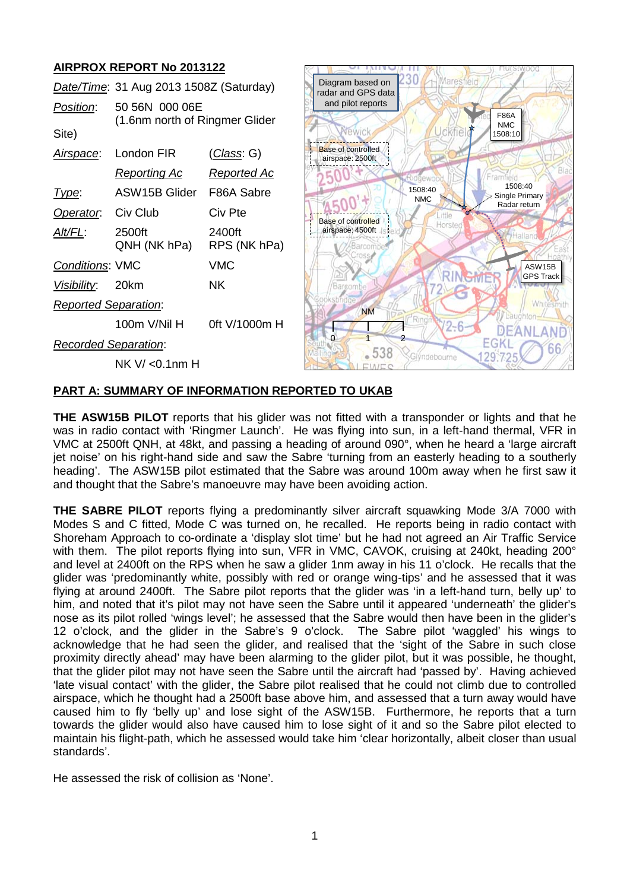## AIRPROX REPORT No 2013122

| | | |
|---|---|---|
| *Date/Time*: | 31 Aug 2013 1508Z (Saturday) | |
| *Position*: | 50 56N 000 06E (1.6nm north of Ringmer Glider Site) | |
| *Airspace*: | London FIR | (*Class*: G) |
| | *Reporting Ac* | *Reported Ac* |
| *Type*: | ASW15B Glider | F86A Sabre |
| *Operator*: | Civ Club | Civ Pte |
| *Alt/FL*: | 2500ft QNH (NK hPa) | 2400ft RPS (NK hPa) |
| *Conditions*: | VMC | VMC |
| *Visibility*: | 20km | NK |
| *Reported Separation*: | | |
| | 100m V/Nil H | 0ft V/1000m H |
| *Recorded Separation*: | | |
| | NK V/ <0.1nm H | |

Diagram based on radar and GPS data and pilot reports

## PART A: SUMMARY OF INFORMATION REPORTED TO UKAB

**THE ASW15B PILOT** reports that his glider was not fitted with a transponder or lights and that he was in radio contact with 'Ringmer Launch'. He was flying into sun, in a left-hand thermal, VFR in VMC at 2500ft QNH, at 48kt, and passing a heading of around 090°, when he heard a 'large aircraft jet noise' on his right-hand side and saw the Sabre 'turning from an easterly heading to a southerly heading'. The ASW15B pilot estimated that the Sabre was around 100m away when he first saw it and thought that the Sabre's manoeuvre may have been avoiding action.

**THE SABRE PILOT** reports flying a predominantly silver aircraft squawking Mode 3/A 7000 with Modes S and C fitted, Mode C was turned on, he recalled. He reports being in radio contact with Shoreham Approach to co-ordinate a 'display slot time' but he had not agreed an Air Traffic Service with them. The pilot reports flying into sun, VFR in VMC, CAVOK, cruising at 240kt, heading 200° and level at 2400ft on the RPS when he saw a glider 1nm away in his 11 o'clock. He recalls that the glider was 'predominantly white, possibly with red or orange wing-tips' and he assessed that it was flying at around 2400ft. The Sabre pilot reports that the glider was 'in a left-hand turn, belly up' to him, and noted that it's pilot may not have seen the Sabre until it appeared 'underneath' the glider's nose as its pilot rolled 'wings level'; he assessed that the Sabre would then have been in the glider's 12 o'clock, and the glider in the Sabre's 9 o'clock. The Sabre pilot 'waggled' his wings to acknowledge that he had seen the glider, and realised that the 'sight of the Sabre in such close proximity directly ahead' may have been alarming to the glider pilot, but it was possible, he thought, that the glider pilot may not have seen the Sabre until the aircraft had 'passed by'. Having achieved 'late visual contact' with the glider, the Sabre pilot realised that he could not climb due to controlled airspace, which he thought had a 2500ft base above him, and assessed that a turn away would have caused him to fly 'belly up' and lose sight of the ASW15B. Furthermore, he reports that a turn towards the glider would also have caused him to lose sight of it and so the Sabre pilot elected to maintain his flight-path, which he assessed would take him 'clear horizontally, albeit closer than usual standards'.

He assessed the risk of collision as 'None'.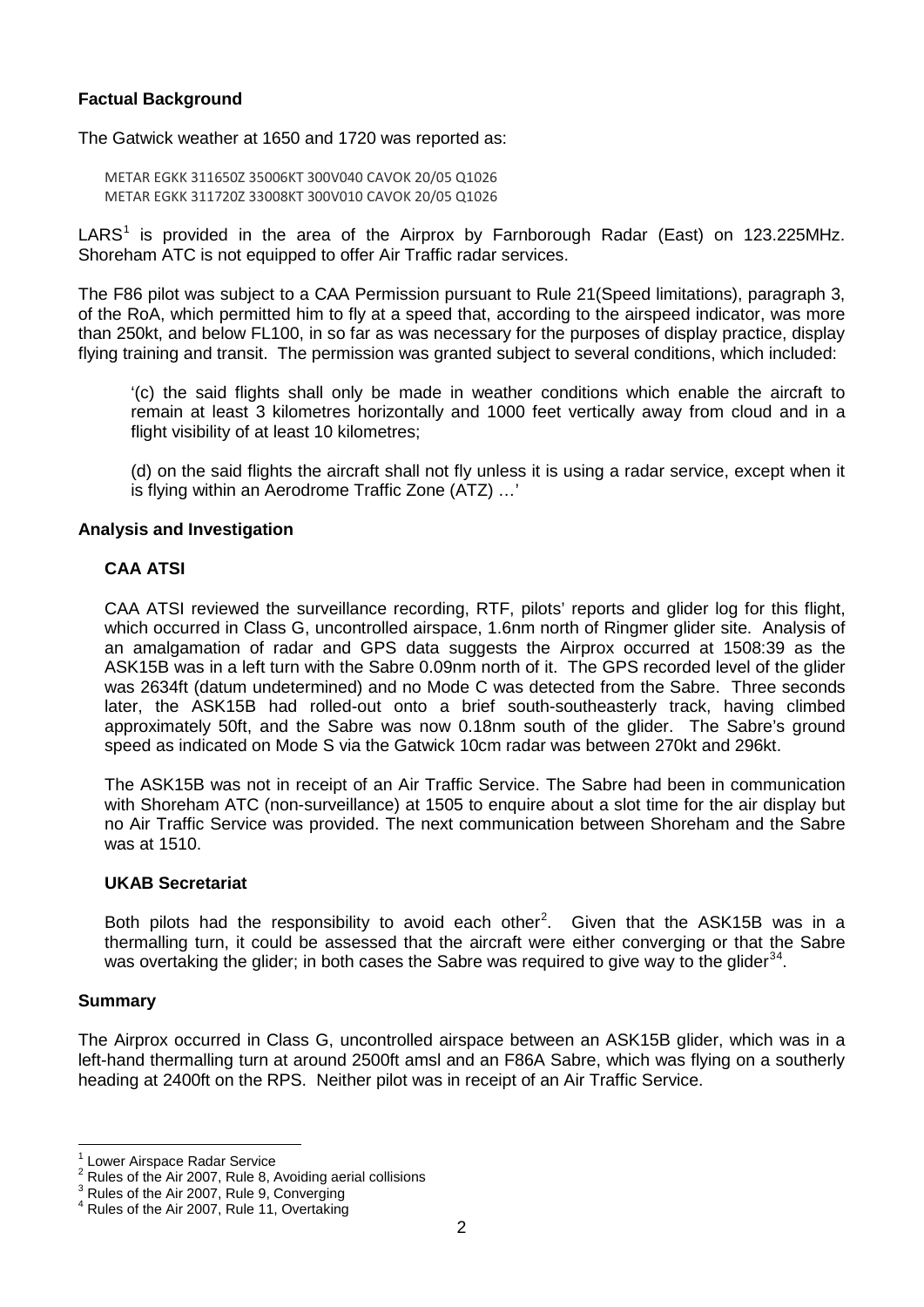**Factual Background**

The Gatwick weather at 1650 and 1720 was reported as:

```
METAR EGKK 311650Z 35006KT 300V040 CAVOK 20/05 Q1026
METAR EGKK 311720Z 33008KT 300V010 CAVOK 20/05 Q1026
```

LARS[1] is provided in the area of the Airprox by Farnborough Radar (East) on 123.225MHz. Shoreham ATC is not equipped to offer Air Traffic radar services.

The F86 pilot was subject to a CAA Permission pursuant to Rule 21(Speed limitations), paragraph 3, of the RoA, which permitted him to fly at a speed that, according to the airspeed indicator, was more than 250kt, and below FL100, in so far as was necessary for the purposes of display practice, display flying training and transit. The permission was granted subject to several conditions, which included:

> '(c) the said flights shall only be made in weather conditions which enable the aircraft to remain at least 3 kilometres horizontally and 1000 feet vertically away from cloud and in a flight visibility of at least 10 kilometres;
>
> (d) on the said flights the aircraft shall not fly unless it is using a radar service, except when it is flying within an Aerodrome Traffic Zone (ATZ) …'

**Analysis and Investigation**

**CAA ATSI**

CAA ATSI reviewed the surveillance recording, RTF, pilots' reports and glider log for this flight, which occurred in Class G, uncontrolled airspace, 1.6nm north of Ringmer glider site. Analysis of an amalgamation of radar and GPS data suggests the Airprox occurred at 1508:39 as the ASK15B was in a left turn with the Sabre 0.09nm north of it. The GPS recorded level of the glider was 2634ft (datum undetermined) and no Mode C was detected from the Sabre. Three seconds later, the ASK15B had rolled-out onto a brief south-southeasterly track, having climbed approximately 50ft, and the Sabre was now 0.18nm south of the glider. The Sabre's ground speed as indicated on Mode S via the Gatwick 10cm radar was between 270kt and 296kt.

The ASK15B was not in receipt of an Air Traffic Service. The Sabre had been in communication with Shoreham ATC (non-surveillance) at 1505 to enquire about a slot time for the air display but no Air Traffic Service was provided. The next communication between Shoreham and the Sabre was at 1510.

**UKAB Secretariat**

Both pilots had the responsibility to avoid each other[2]. Given that the ASK15B was in a thermalling turn, it could be assessed that the aircraft were either converging or that the Sabre was overtaking the glider; in both cases the Sabre was required to give way to the glider[3,4].

**Summary**

The Airprox occurred in Class G, uncontrolled airspace between an ASK15B glider, which was in a left-hand thermalling turn at around 2500ft amsl and an F86A Sabre, which was flying on a southerly heading at 2400ft on the RPS. Neither pilot was in receipt of an Air Traffic Service.

---

[1] Lower Airspace Radar Service

[2] Rules of the Air 2007, Rule 8, Avoiding aerial collisions

[3] Rules of the Air 2007, Rule 9, Converging

[4] Rules of the Air 2007, Rule 11, Overtaking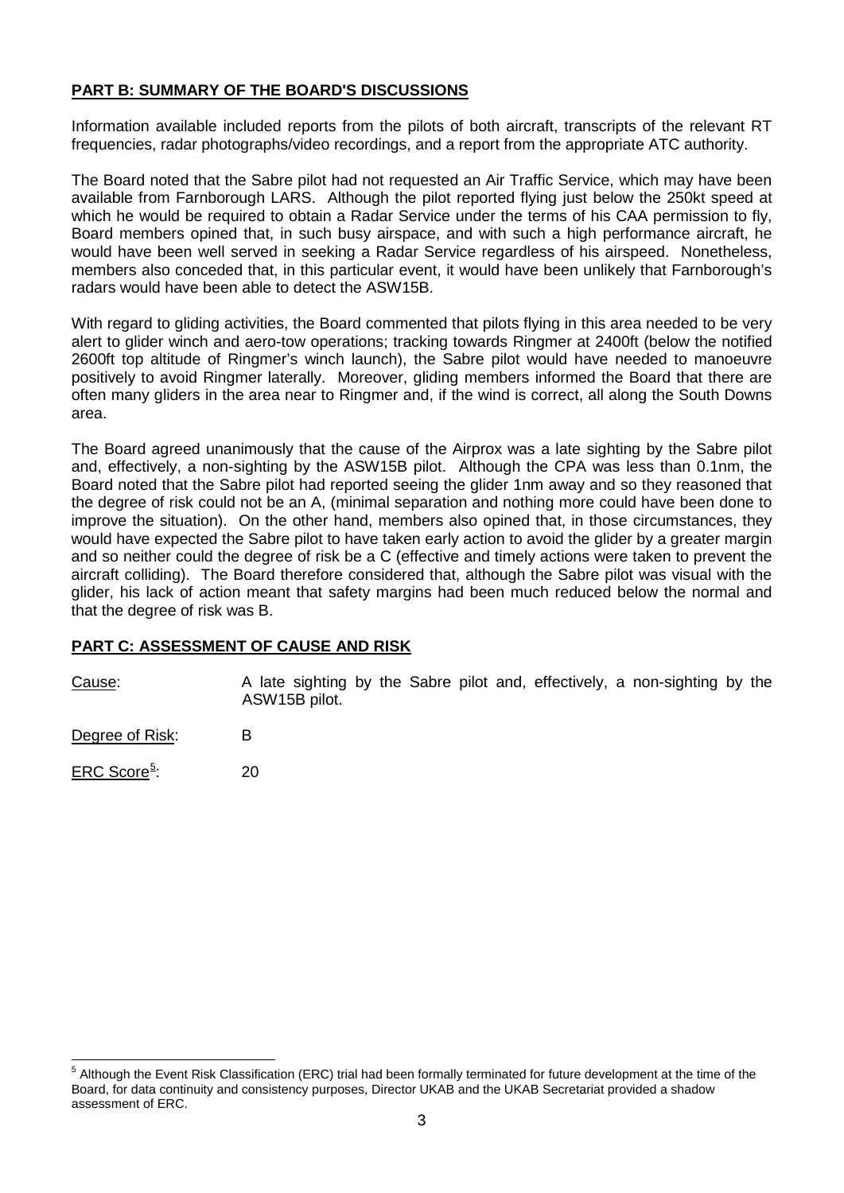## PART B: SUMMARY OF THE BOARD'S DISCUSSIONS

Information available included reports from the pilots of both aircraft, transcripts of the relevant RT frequencies, radar photographs/video recordings, and a report from the appropriate ATC authority.

The Board noted that the Sabre pilot had not requested an Air Traffic Service, which may have been available from Farnborough LARS. Although the pilot reported flying just below the 250kt speed at which he would be required to obtain a Radar Service under the terms of his CAA permission to fly, Board members opined that, in such busy airspace, and with such a high performance aircraft, he would have been well served in seeking a Radar Service regardless of his airspeed. Nonetheless, members also conceded that, in this particular event, it would have been unlikely that Farnborough's radars would have been able to detect the ASW15B.

With regard to gliding activities, the Board commented that pilots flying in this area needed to be very alert to glider winch and aero-tow operations; tracking towards Ringmer at 2400ft (below the notified 2600ft top altitude of Ringmer's winch launch), the Sabre pilot would have needed to manoeuvre positively to avoid Ringmer laterally. Moreover, gliding members informed the Board that there are often many gliders in the area near to Ringmer and, if the wind is correct, all along the South Downs area.

The Board agreed unanimously that the cause of the Airprox was a late sighting by the Sabre pilot and, effectively, a non-sighting by the ASW15B pilot. Although the CPA was less than 0.1nm, the Board noted that the Sabre pilot had reported seeing the glider 1nm away and so they reasoned that the degree of risk could not be an A, (minimal separation and nothing more could have been done to improve the situation). On the other hand, members also opined that, in those circumstances, they would have expected the Sabre pilot to have taken early action to avoid the glider by a greater margin and so neither could the degree of risk be a C (effective and timely actions were taken to prevent the aircraft colliding). The Board therefore considered that, although the Sabre pilot was visual with the glider, his lack of action meant that safety margins had been much reduced below the normal and that the degree of risk was B.

## PART C: ASSESSMENT OF CAUSE AND RISK

Cause: A late sighting by the Sabre pilot and, effectively, a non-sighting by the ASW15B pilot.

Degree of Risk: B

ERC Score[5]: 20

[5] Although the Event Risk Classification (ERC) trial had been formally terminated for future development at the time of the Board, for data continuity and consistency purposes, Director UKAB and the UKAB Secretariat provided a shadow assessment of ERC.